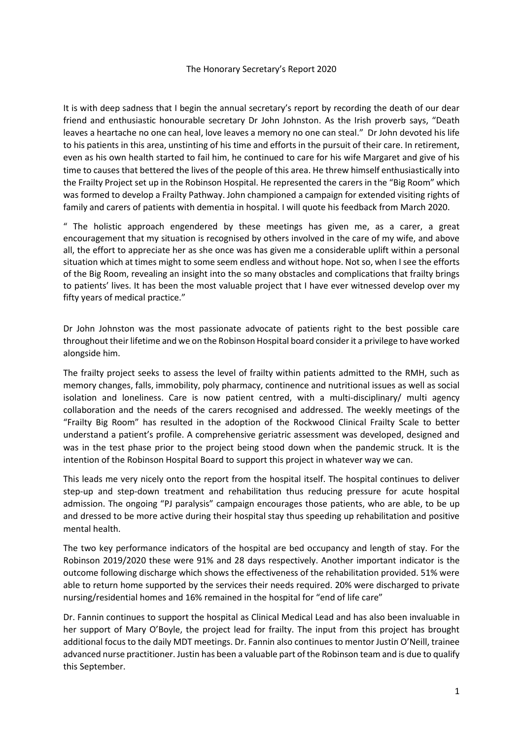# The Honorary Secretary's Report 2020

It is with deep sadness that I begin the annual secretary's report by recording the death of our dear friend and enthusiastic honourable secretary Dr John Johnston. As the Irish proverb says, "Death leaves a heartache no one can heal, love leaves a memory no one can steal." Dr John devoted his life to his patients in this area, unstinting of his time and efforts in the pursuit of their care. In retirement, even as his own health started to fail him, he continued to care for his wife Margaret and give of his time to causes that bettered the lives of the people of this area. He threw himself enthusiastically into the Frailty Project set up in the Robinson Hospital. He represented the carers in the "Big Room" which was formed to develop a Frailty Pathway. John championed a campaign for extended visiting rights of family and carers of patients with dementia in hospital. I will quote his feedback from March 2020.

" The holistic approach engendered by these meetings has given me, as a carer, a great encouragement that my situation is recognised by others involved in the care of my wife, and above all, the effort to appreciate her as she once was has given me a considerable uplift within a personal situation which at times might to some seem endless and without hope. Not so, when I see the efforts of the Big Room, revealing an insight into the so many obstacles and complications that frailty brings to patients' lives. It has been the most valuable project that I have ever witnessed develop over my fifty years of medical practice."

Dr John Johnston was the most passionate advocate of patients right to the best possible care throughout their lifetime and we on the Robinson Hospital board consider it a privilege to have worked alongside him.

The frailty project seeks to assess the level of frailty within patients admitted to the RMH, such as memory changes, falls, immobility, poly pharmacy, continence and nutritional issues as well as social isolation and loneliness. Care is now patient centred, with a multi-disciplinary/ multi agency collaboration and the needs of the carers recognised and addressed. The weekly meetings of the "Frailty Big Room" has resulted in the adoption of the Rockwood Clinical Frailty Scale to better understand a patient's profile. A comprehensive geriatric assessment was developed, designed and was in the test phase prior to the project being stood down when the pandemic struck. It is the intention of the Robinson Hospital Board to support this project in whatever way we can.

This leads me very nicely onto the report from the hospital itself. The hospital continues to deliver step-up and step-down treatment and rehabilitation thus reducing pressure for acute hospital admission. The ongoing "PJ paralysis" campaign encourages those patients, who are able, to be up and dressed to be more active during their hospital stay thus speeding up rehabilitation and positive mental health.

The two key performance indicators of the hospital are bed occupancy and length of stay. For the Robinson 2019/2020 these were 91% and 28 days respectively. Another important indicator is the outcome following discharge which shows the effectiveness of the rehabilitation provided. 51% were able to return home supported by the services their needs required. 20% were discharged to private nursing/residential homes and 16% remained in the hospital for "end of life care"

Dr. Fannin continues to support the hospital as Clinical Medical Lead and has also been invaluable in her support of Mary O'Boyle, the project lead for frailty. The input from this project has brought additional focus to the daily MDT meetings. Dr. Fannin also continues to mentor Justin O'Neill, trainee advanced nurse practitioner. Justin has been a valuable part of the Robinson team and is due to qualify this September.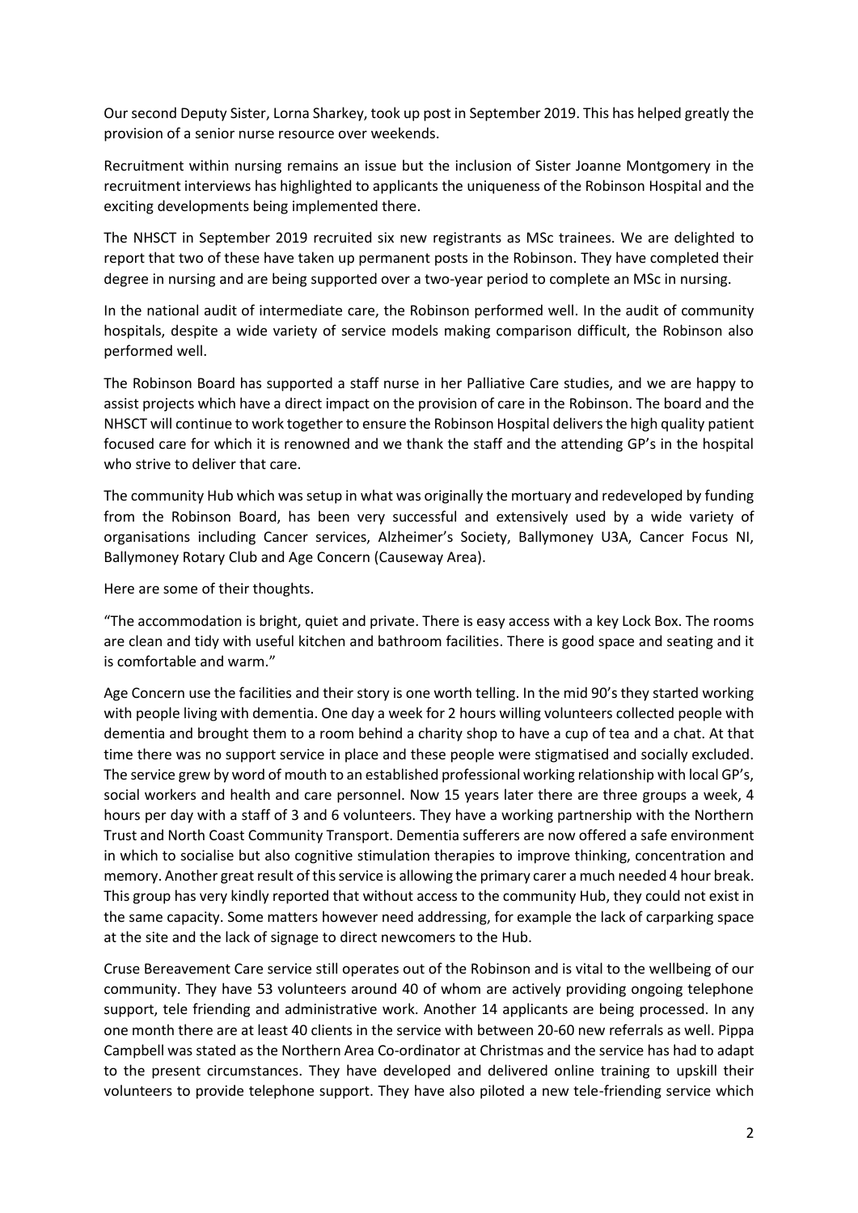Our second Deputy Sister, Lorna Sharkey, took up post in September 2019. This has helped greatly the provision of a senior nurse resource over weekends.

Recruitment within nursing remains an issue but the inclusion of Sister Joanne Montgomery in the recruitment interviews has highlighted to applicants the uniqueness of the Robinson Hospital and the exciting developments being implemented there.

The NHSCT in September 2019 recruited six new registrants as MSc trainees. We are delighted to report that two of these have taken up permanent posts in the Robinson. They have completed their degree in nursing and are being supported over a two-year period to complete an MSc in nursing.

In the national audit of intermediate care, the Robinson performed well. In the audit of community hospitals, despite a wide variety of service models making comparison difficult, the Robinson also performed well.

The Robinson Board has supported a staff nurse in her Palliative Care studies, and we are happy to assist projects which have a direct impact on the provision of care in the Robinson. The board and the NHSCT will continue to work together to ensure the Robinson Hospital delivers the high quality patient focused care for which it is renowned and we thank the staff and the attending GP's in the hospital who strive to deliver that care.

The community Hub which was setup in what was originally the mortuary and redeveloped by funding from the Robinson Board, has been very successful and extensively used by a wide variety of organisations including Cancer services, Alzheimer's Society, Ballymoney U3A, Cancer Focus NI, Ballymoney Rotary Club and Age Concern (Causeway Area).

Here are some of their thoughts.

"The accommodation is bright, quiet and private. There is easy access with a key Lock Box. The rooms are clean and tidy with useful kitchen and bathroom facilities. There is good space and seating and it is comfortable and warm."

Age Concern use the facilities and their story is one worth telling. In the mid 90's they started working with people living with dementia. One day a week for 2 hours willing volunteers collected people with dementia and brought them to a room behind a charity shop to have a cup of tea and a chat. At that time there was no support service in place and these people were stigmatised and socially excluded. The service grew by word of mouth to an established professional working relationship with local GP's, social workers and health and care personnel. Now 15 years later there are three groups a week, 4 hours per day with a staff of 3 and 6 volunteers. They have a working partnership with the Northern Trust and North Coast Community Transport. Dementia sufferers are now offered a safe environment in which to socialise but also cognitive stimulation therapies to improve thinking, concentration and memory. Another great result of this service is allowing the primary carer a much needed 4 hour break. This group has very kindly reported that without access to the community Hub, they could not exist in the same capacity. Some matters however need addressing, for example the lack of carparking space at the site and the lack of signage to direct newcomers to the Hub.

Cruse Bereavement Care service still operates out of the Robinson and is vital to the wellbeing of our community. They have 53 volunteers around 40 of whom are actively providing ongoing telephone support, tele friending and administrative work. Another 14 applicants are being processed. In any one month there are at least 40 clients in the service with between 20-60 new referrals as well. Pippa Campbell was stated as the Northern Area Co-ordinator at Christmas and the service has had to adapt to the present circumstances. They have developed and delivered online training to upskill their volunteers to provide telephone support. They have also piloted a new tele-friending service which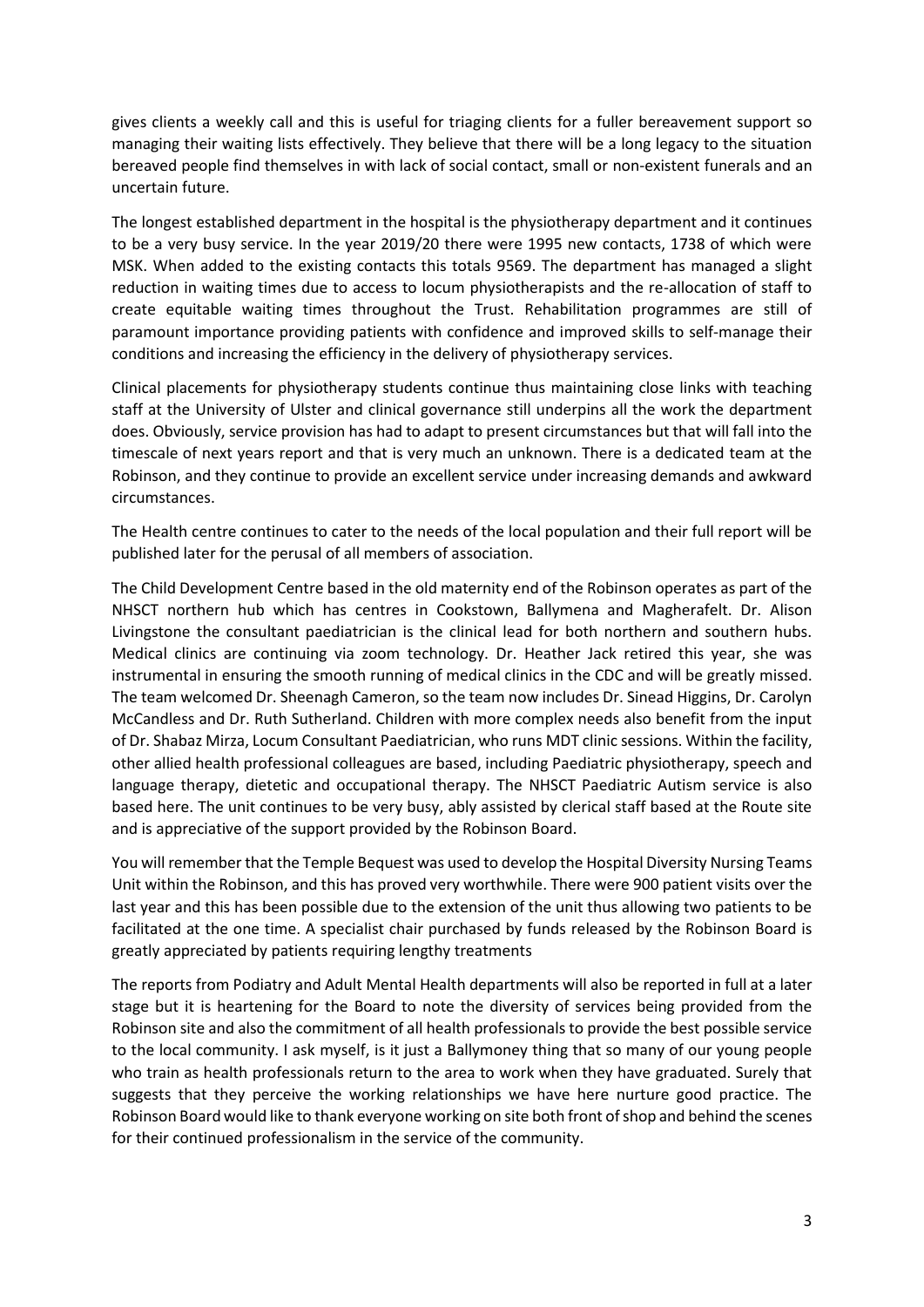gives clients a weekly call and this is useful for triaging clients for a fuller bereavement support so managing their waiting lists effectively. They believe that there will be a long legacy to the situation bereaved people find themselves in with lack of social contact, small or non-existent funerals and an uncertain future.

The longest established department in the hospital is the physiotherapy department and it continues to be a very busy service. In the year 2019/20 there were 1995 new contacts, 1738 of which were MSK. When added to the existing contacts this totals 9569. The department has managed a slight reduction in waiting times due to access to locum physiotherapists and the re-allocation of staff to create equitable waiting times throughout the Trust. Rehabilitation programmes are still of paramount importance providing patients with confidence and improved skills to self-manage their conditions and increasing the efficiency in the delivery of physiotherapy services.

Clinical placements for physiotherapy students continue thus maintaining close links with teaching staff at the University of Ulster and clinical governance still underpins all the work the department does. Obviously, service provision has had to adapt to present circumstances but that will fall into the timescale of next years report and that is very much an unknown. There is a dedicated team at the Robinson, and they continue to provide an excellent service under increasing demands and awkward circumstances.

The Health centre continues to cater to the needs of the local population and their full report will be published later for the perusal of all members of association.

The Child Development Centre based in the old maternity end of the Robinson operates as part of the NHSCT northern hub which has centres in Cookstown, Ballymena and Magherafelt. Dr. Alison Livingstone the consultant paediatrician is the clinical lead for both northern and southern hubs. Medical clinics are continuing via zoom technology. Dr. Heather Jack retired this year, she was instrumental in ensuring the smooth running of medical clinics in the CDC and will be greatly missed. The team welcomed Dr. Sheenagh Cameron, so the team now includes Dr. Sinead Higgins, Dr. Carolyn McCandless and Dr. Ruth Sutherland. Children with more complex needs also benefit from the input of Dr. Shabaz Mirza, Locum Consultant Paediatrician, who runs MDT clinic sessions. Within the facility, other allied health professional colleagues are based, including Paediatric physiotherapy, speech and language therapy, dietetic and occupational therapy. The NHSCT Paediatric Autism service is also based here. The unit continues to be very busy, ably assisted by clerical staff based at the Route site and is appreciative of the support provided by the Robinson Board.

You will remember that the Temple Bequest was used to develop the Hospital Diversity Nursing Teams Unit within the Robinson, and this has proved very worthwhile. There were 900 patient visits over the last year and this has been possible due to the extension of the unit thus allowing two patients to be facilitated at the one time. A specialist chair purchased by funds released by the Robinson Board is greatly appreciated by patients requiring lengthy treatments

The reports from Podiatry and Adult Mental Health departments will also be reported in full at a later stage but it is heartening for the Board to note the diversity of services being provided from the Robinson site and also the commitment of all health professionals to provide the best possible service to the local community. I ask myself, is it just a Ballymoney thing that so many of our young people who train as health professionals return to the area to work when they have graduated. Surely that suggests that they perceive the working relationships we have here nurture good practice. The Robinson Board would like to thank everyone working on site both front of shop and behind the scenes for their continued professionalism in the service of the community.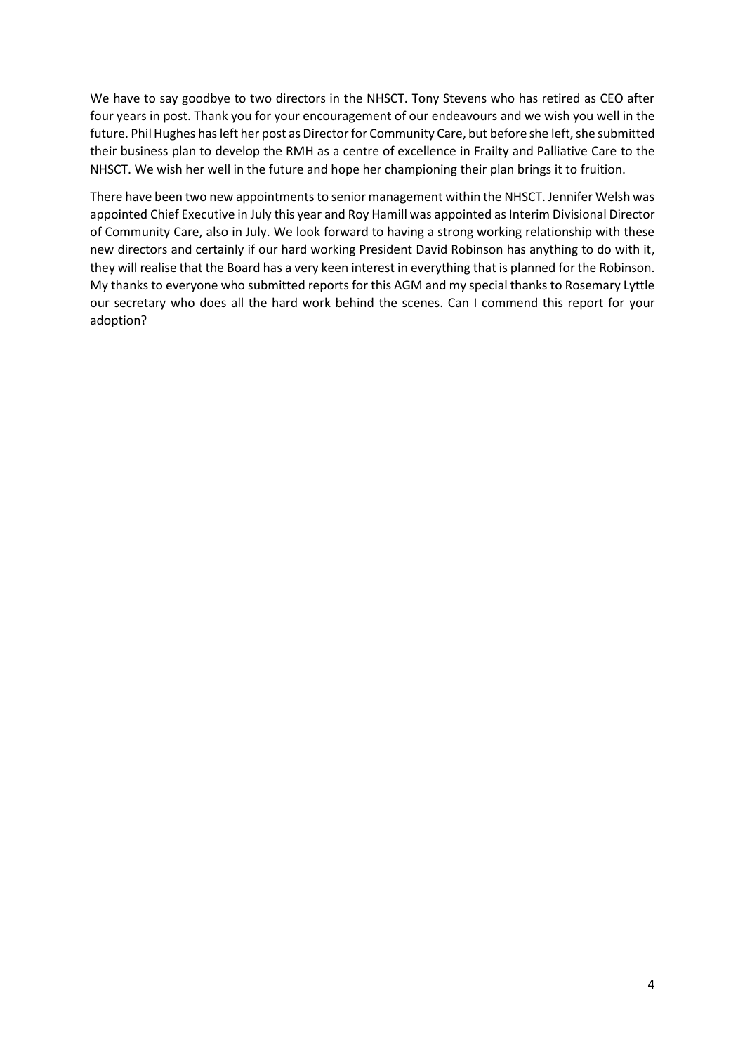We have to say goodbye to two directors in the NHSCT. Tony Stevens who has retired as CEO after four years in post. Thank you for your encouragement of our endeavours and we wish you well in the future. Phil Hughes has left her post as Director for Community Care, but before she left, she submitted their business plan to develop the RMH as a centre of excellence in Frailty and Palliative Care to the NHSCT. We wish her well in the future and hope her championing their plan brings it to fruition.

There have been two new appointments to senior management within the NHSCT. Jennifer Welsh was appointed Chief Executive in July this year and Roy Hamill was appointed as Interim Divisional Director of Community Care, also in July. We look forward to having a strong working relationship with these new directors and certainly if our hard working President David Robinson has anything to do with it, they will realise that the Board has a very keen interest in everything that is planned for the Robinson. My thanks to everyone who submitted reports for this AGM and my special thanks to Rosemary Lyttle our secretary who does all the hard work behind the scenes. Can I commend this report for your adoption?